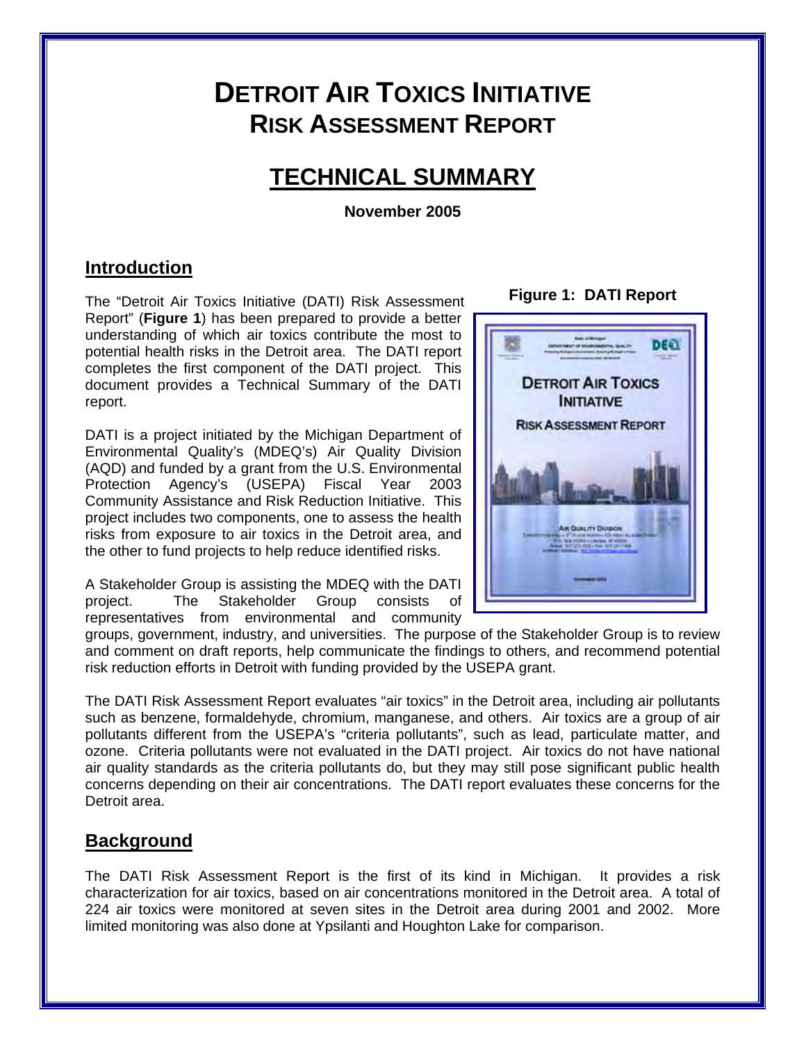# DETROIT AIR TOXICS INITIATIVE
## RISK ASSESSMENT REPORT

## TECHNICAL SUMMARY

**November 2005**

### Introduction

The "Detroit Air Toxics Initiative (DATI) Risk Assessment Report" (**Figure 1**) has been prepared to provide a better understanding of which air toxics contribute the most to potential health risks in the Detroit area. The DATI report completes the first component of the DATI project. This document provides a Technical Summary of the DATI report.

**Figure 1: DATI Report**

DATI is a project initiated by the Michigan Department of Environmental Quality's (MDEQ's) Air Quality Division (AQD) and funded by a grant from the U.S. Environmental Protection Agency's (USEPA) Fiscal Year 2003 Community Assistance and Risk Reduction Initiative. This project includes two components, one to assess the health risks from exposure to air toxics in the Detroit area, and the other to fund projects to help reduce identified risks.

A Stakeholder Group is assisting the MDEQ with the DATI project. The Stakeholder Group consists of representatives from environmental and community groups, government, industry, and universities. The purpose of the Stakeholder Group is to review and comment on draft reports, help communicate the findings to others, and recommend potential risk reduction efforts in Detroit with funding provided by the USEPA grant.

The DATI Risk Assessment Report evaluates "air toxics" in the Detroit area, including air pollutants such as benzene, formaldehyde, chromium, manganese, and others. Air toxics are a group of air pollutants different from the USEPA's "criteria pollutants", such as lead, particulate matter, and ozone. Criteria pollutants were not evaluated in the DATI project. Air toxics do not have national air quality standards as the criteria pollutants do, but they may still pose significant public health concerns depending on their air concentrations. The DATI report evaluates these concerns for the Detroit area.

### Background

The DATI Risk Assessment Report is the first of its kind in Michigan. It provides a risk characterization for air toxics, based on air concentrations monitored in the Detroit area. A total of 224 air toxics were monitored at seven sites in the Detroit area during 2001 and 2002. More limited monitoring was also done at Ypsilanti and Houghton Lake for comparison.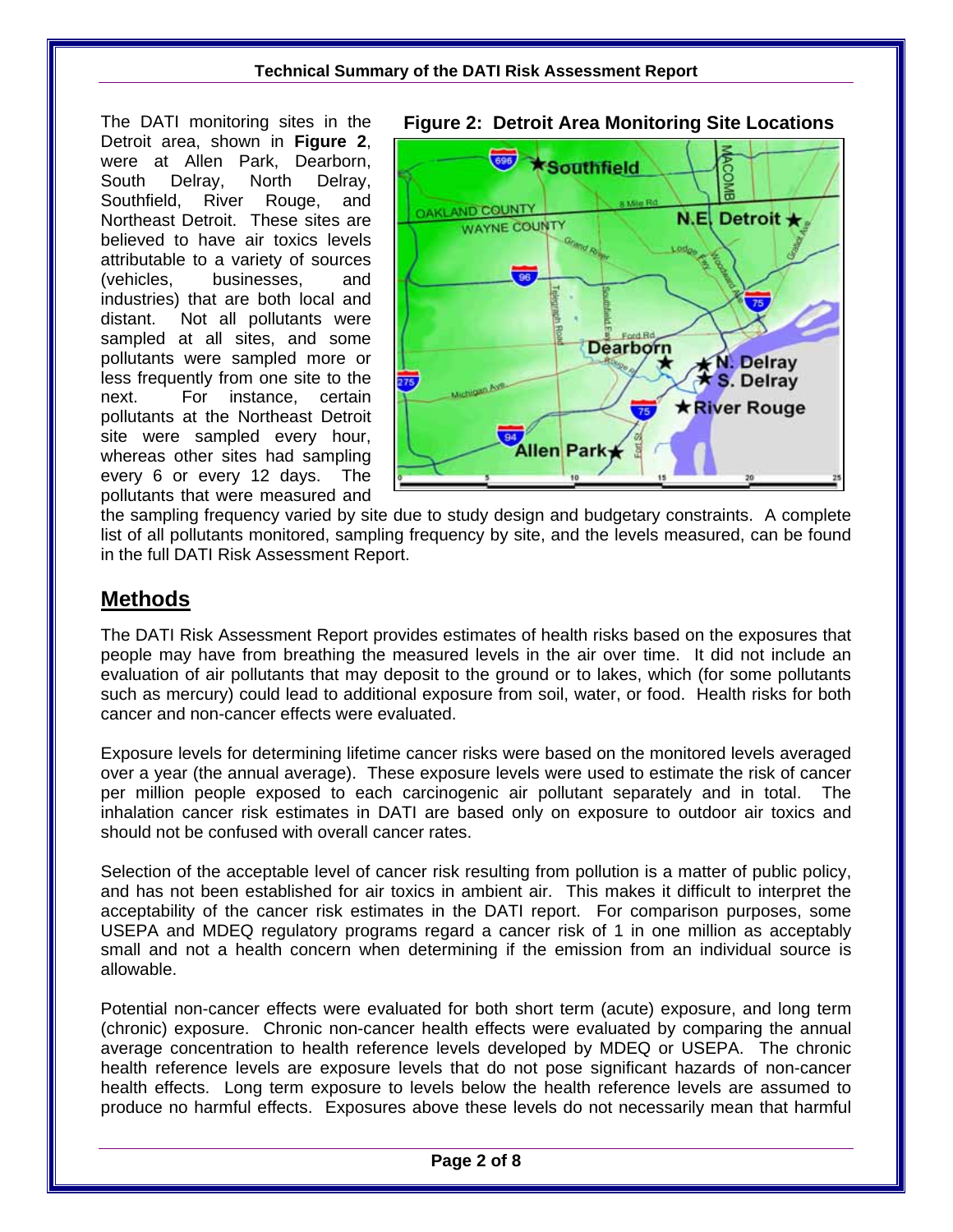The DATI monitoring sites in the Detroit area, shown in **Figure 2**, were at Allen Park, Dearborn, South Delray, North Delray, Southfield, River Rouge, and Northeast Detroit. These sites are believed to have air toxics levels attributable to a variety of sources (vehicles, businesses, and industries) that are both local and distant. Not all pollutants were sampled at all sites, and some pollutants were sampled more or less frequently from one site to the next. For instance, certain pollutants at the Northeast Detroit site were sampled every hour, whereas other sites had sampling every 6 or every 12 days. The pollutants that were measured and the sampling frequency varied by site due to study design and budgetary constraints. A complete list of all pollutants monitored, sampling frequency by site, and the levels measured, can be found in the full DATI Risk Assessment Report.

**Figure 2: Detroit Area Monitoring Site Locations**

## Methods

The DATI Risk Assessment Report provides estimates of health risks based on the exposures that people may have from breathing the measured levels in the air over time. It did not include an evaluation of air pollutants that may deposit to the ground or to lakes, which (for some pollutants such as mercury) could lead to additional exposure from soil, water, or food. Health risks for both cancer and non-cancer effects were evaluated.

Exposure levels for determining lifetime cancer risks were based on the monitored levels averaged over a year (the annual average). These exposure levels were used to estimate the risk of cancer per million people exposed to each carcinogenic air pollutant separately and in total. The inhalation cancer risk estimates in DATI are based only on exposure to outdoor air toxics and should not be confused with overall cancer rates.

Selection of the acceptable level of cancer risk resulting from pollution is a matter of public policy, and has not been established for air toxics in ambient air. This makes it difficult to interpret the acceptability of the cancer risk estimates in the DATI report. For comparison purposes, some USEPA and MDEQ regulatory programs regard a cancer risk of 1 in one million as acceptably small and not a health concern when determining if the emission from an individual source is allowable.

Potential non-cancer effects were evaluated for both short term (acute) exposure, and long term (chronic) exposure. Chronic non-cancer health effects were evaluated by comparing the annual average concentration to health reference levels developed by MDEQ or USEPA. The chronic health reference levels are exposure levels that do not pose significant hazards of non-cancer health effects. Long term exposure to levels below the health reference levels are assumed to produce no harmful effects. Exposures above these levels do not necessarily mean that harmful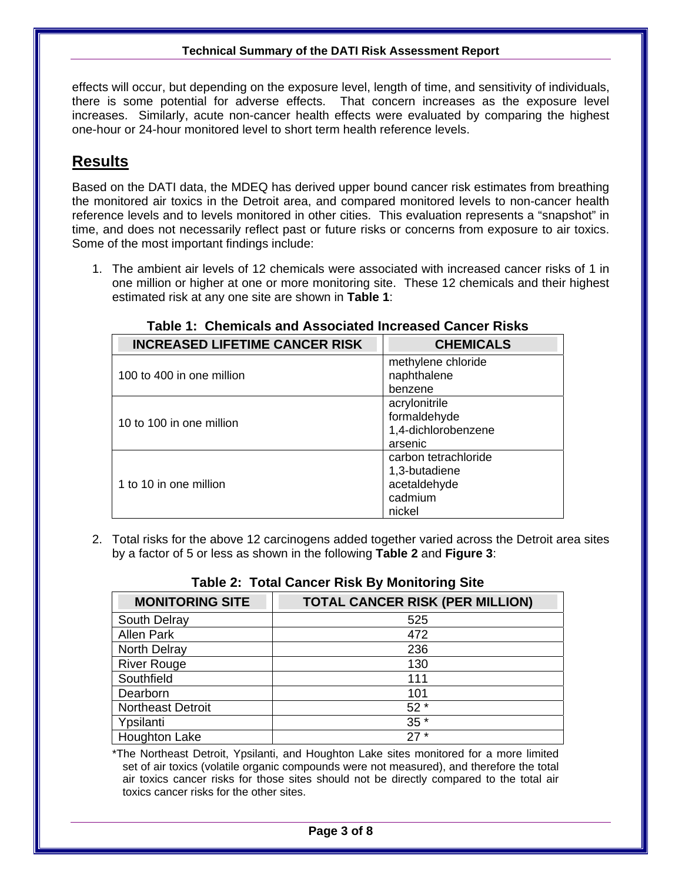effects will occur, but depending on the exposure level, length of time, and sensitivity of individuals, there is some potential for adverse effects. That concern increases as the exposure level increases. Similarly, acute non-cancer health effects were evaluated by comparing the highest one-hour or 24-hour monitored level to short term health reference levels.

## Results

Based on the DATI data, the MDEQ has derived upper bound cancer risk estimates from breathing the monitored air toxics in the Detroit area, and compared monitored levels to non-cancer health reference levels and to levels monitored in other cities. This evaluation represents a "snapshot" in time, and does not necessarily reflect past or future risks or concerns from exposure to air toxics. Some of the most important findings include:

1. The ambient air levels of 12 chemicals were associated with increased cancer risks of 1 in one million or higher at one or more monitoring site. These 12 chemicals and their highest estimated risk at any one site are shown in **Table 1**:

**Table 1: Chemicals and Associated Increased Cancer Risks**

| INCREASED LIFETIME CANCER RISK | CHEMICALS |
|---|---|
| 100 to 400 in one million | methylene chloride<br>naphthalene<br>benzene |
| 10 to 100 in one million | acrylonitrile<br>formaldehyde<br>1,4-dichlorobenzene<br>arsenic |
| 1 to 10 in one million | carbon tetrachloride<br>1,3-butadiene<br>acetaldehyde<br>cadmium<br>nickel |

2. Total risks for the above 12 carcinogens added together varied across the Detroit area sites by a factor of 5 or less as shown in the following **Table 2** and **Figure 3**:

**Table 2: Total Cancer Risk By Monitoring Site**

| MONITORING SITE | TOTAL CANCER RISK (PER MILLION) |
|---|---|
| South Delray | 525 |
| Allen Park | 472 |
| North Delray | 236 |
| River Rouge | 130 |
| Southfield | 111 |
| Dearborn | 101 |
| Northeast Detroit | 52 * |
| Ypsilanti | 35 * |
| Houghton Lake | 27 * |

*The Northeast Detroit, Ypsilanti, and Houghton Lake sites monitored for a more limited set of air toxics (volatile organic compounds were not measured), and therefore the total air toxics cancer risks for those sites should not be directly compared to the total air toxics cancer risks for the other sites.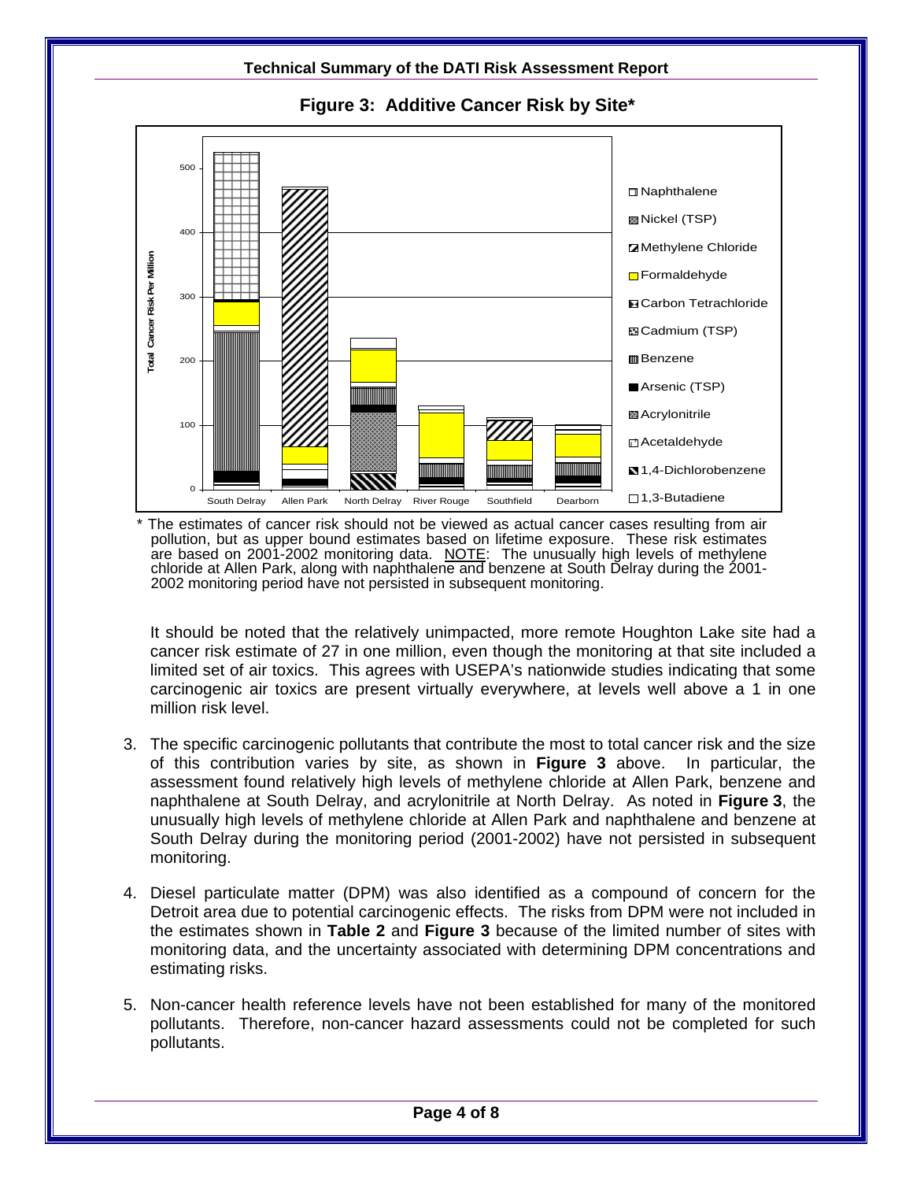## Figure 3: Additive Cancer Risk by Site*

\* The estimates of cancer risk should not be viewed as actual cancer cases resulting from air pollution, but as upper bound estimates based on lifetime exposure. These risk estimates are based on 2001-2002 monitoring data. NOTE: The unusually high levels of methylene chloride at Allen Park, along with naphthalene and benzene at South Delray during the 2001-2002 monitoring period have not persisted in subsequent monitoring.

It should be noted that the relatively unimpacted, more remote Houghton Lake site had a cancer risk estimate of 27 in one million, even though the monitoring at that site included a limited set of air toxics. This agrees with USEPA's nationwide studies indicating that some carcinogenic air toxics are present virtually everywhere, at levels well above a 1 in one million risk level.

3. The specific carcinogenic pollutants that contribute the most to total cancer risk and the size of this contribution varies by site, as shown in **Figure 3** above. In particular, the assessment found relatively high levels of methylene chloride at Allen Park, benzene and naphthalene at South Delray, and acrylonitrile at North Delray. As noted in **Figure 3**, the unusually high levels of methylene chloride at Allen Park and naphthalene and benzene at South Delray during the monitoring period (2001-2002) have not persisted in subsequent monitoring.

4. Diesel particulate matter (DPM) was also identified as a compound of concern for the Detroit area due to potential carcinogenic effects. The risks from DPM were not included in the estimates shown in **Table 2** and **Figure 3** because of the limited number of sites with monitoring data, and the uncertainty associated with determining DPM concentrations and estimating risks.

5. Non-cancer health reference levels have not been established for many of the monitored pollutants. Therefore, non-cancer hazard assessments could not be completed for such pollutants.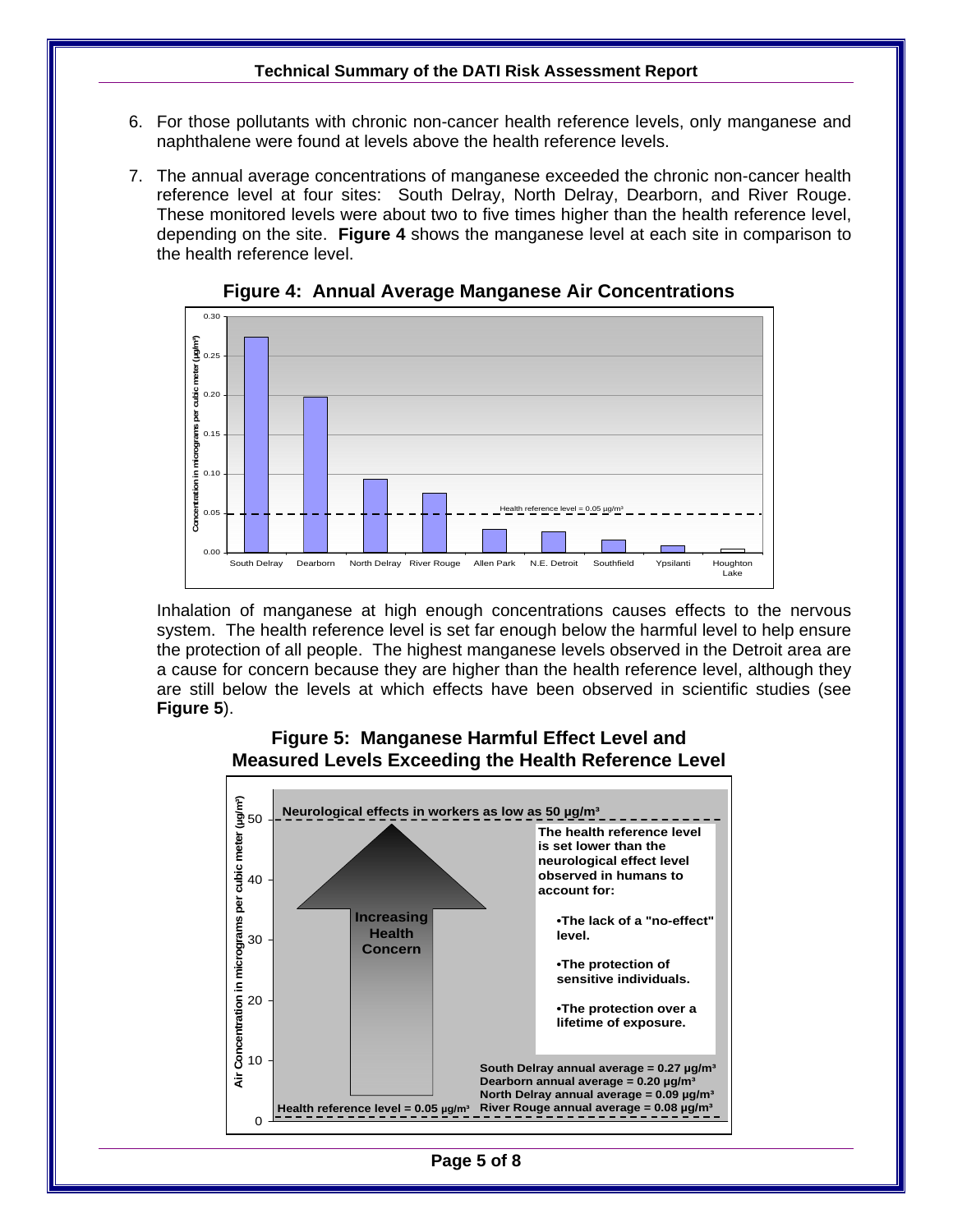6. For those pollutants with chronic non-cancer health reference levels, only manganese and naphthalene were found at levels above the health reference levels.

7. The annual average concentrations of manganese exceeded the chronic non-cancer health reference level at four sites: South Delray, North Delray, Dearborn, and River Rouge. These monitored levels were about two to five times higher than the health reference level, depending on the site. **Figure 4** shows the manganese level at each site in comparison to the health reference level.

**Figure 4: Annual Average Manganese Air Concentrations**

Inhalation of manganese at high enough concentrations causes effects to the nervous system. The health reference level is set far enough below the harmful level to help ensure the protection of all people. The highest manganese levels observed in the Detroit area are a cause for concern because they are higher than the health reference level, although they are still below the levels at which effects have been observed in scientific studies (see **Figure 5**).

**Figure 5: Manganese Harmful Effect Level and Measured Levels Exceeding the Health Reference Level**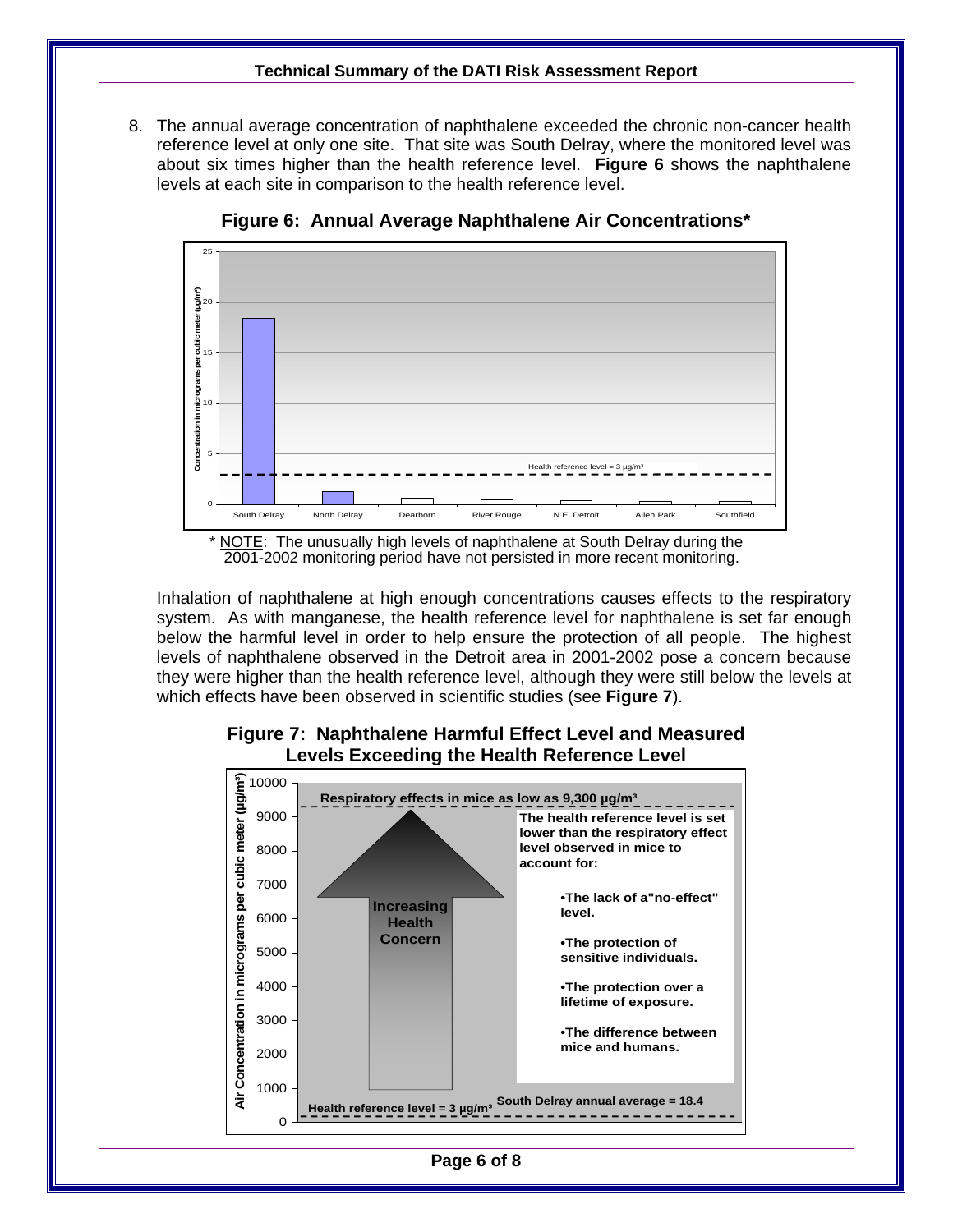8. The annual average concentration of naphthalene exceeded the chronic non-cancer health reference level at only one site. That site was South Delray, where the monitored level was about six times higher than the health reference level. **Figure 6** shows the naphthalene levels at each site in comparison to the health reference level.

**Figure 6: Annual Average Naphthalene Air Concentrations***

\* NOTE: The unusually high levels of naphthalene at South Delray during the 2001-2002 monitoring period have not persisted in more recent monitoring.

Inhalation of naphthalene at high enough concentrations causes effects to the respiratory system. As with manganese, the health reference level for naphthalene is set far enough below the harmful level in order to help ensure the protection of all people. The highest levels of naphthalene observed in the Detroit area in 2001-2002 pose a concern because they were higher than the health reference level, although they were still below the levels at which effects have been observed in scientific studies (see **Figure 7**).

**Figure 7: Naphthalene Harmful Effect Level and Measured Levels Exceeding the Health Reference Level**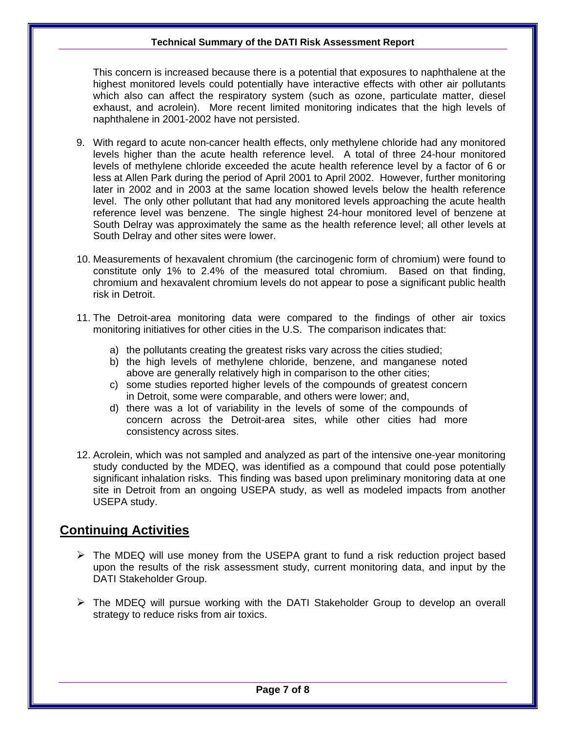This concern is increased because there is a potential that exposures to naphthalene at the highest monitored levels could potentially have interactive effects with other air pollutants which also can affect the respiratory system (such as ozone, particulate matter, diesel exhaust, and acrolein). More recent limited monitoring indicates that the high levels of naphthalene in 2001-2002 have not persisted.

9. With regard to acute non-cancer health effects, only methylene chloride had any monitored levels higher than the acute health reference level. A total of three 24-hour monitored levels of methylene chloride exceeded the acute health reference level by a factor of 6 or less at Allen Park during the period of April 2001 to April 2002. However, further monitoring later in 2002 and in 2003 at the same location showed levels below the health reference level. The only other pollutant that had any monitored levels approaching the acute health reference level was benzene. The single highest 24-hour monitored level of benzene at South Delray was approximately the same as the health reference level; all other levels at South Delray and other sites were lower.

10. Measurements of hexavalent chromium (the carcinogenic form of chromium) were found to constitute only 1% to 2.4% of the measured total chromium. Based on that finding, chromium and hexavalent chromium levels do not appear to pose a significant public health risk in Detroit.

11. The Detroit-area monitoring data were compared to the findings of other air toxics monitoring initiatives for other cities in the U.S. The comparison indicates that:

    a) the pollutants creating the greatest risks vary across the cities studied;
    b) the high levels of methylene chloride, benzene, and manganese noted above are generally relatively high in comparison to the other cities;
    c) some studies reported higher levels of the compounds of greatest concern in Detroit, some were comparable, and others were lower; and,
    d) there was a lot of variability in the levels of some of the compounds of concern across the Detroit-area sites, while other cities had more consistency across sites.

12. Acrolein, which was not sampled and analyzed as part of the intensive one-year monitoring study conducted by the MDEQ, was identified as a compound that could pose potentially significant inhalation risks. This finding was based upon preliminary monitoring data at one site in Detroit from an ongoing USEPA study, as well as modeled impacts from another USEPA study.

## Continuing Activities

- The MDEQ will use money from the USEPA grant to fund a risk reduction project based upon the results of the risk assessment study, current monitoring data, and input by the DATI Stakeholder Group.

- The MDEQ will pursue working with the DATI Stakeholder Group to develop an overall strategy to reduce risks from air toxics.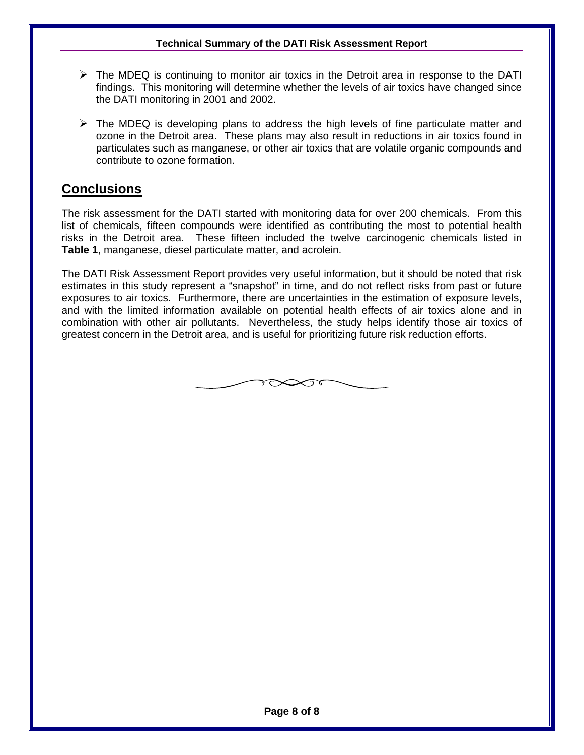- The MDEQ is continuing to monitor air toxics in the Detroit area in response to the DATI findings. This monitoring will determine whether the levels of air toxics have changed since the DATI monitoring in 2001 and 2002.

- The MDEQ is developing plans to address the high levels of fine particulate matter and ozone in the Detroit area. These plans may also result in reductions in air toxics found in particulates such as manganese, or other air toxics that are volatile organic compounds and contribute to ozone formation.

## Conclusions

The risk assessment for the DATI started with monitoring data for over 200 chemicals. From this list of chemicals, fifteen compounds were identified as contributing the most to potential health risks in the Detroit area. These fifteen included the twelve carcinogenic chemicals listed in **Table 1**, manganese, diesel particulate matter, and acrolein.

The DATI Risk Assessment Report provides very useful information, but it should be noted that risk estimates in this study represent a "snapshot" in time, and do not reflect risks from past or future exposures to air toxics. Furthermore, there are uncertainties in the estimation of exposure levels, and with the limited information available on potential health effects of air toxics alone and in combination with other air pollutants. Nevertheless, the study helps identify those air toxics of greatest concern in the Detroit area, and is useful for prioritizing future risk reduction efforts.